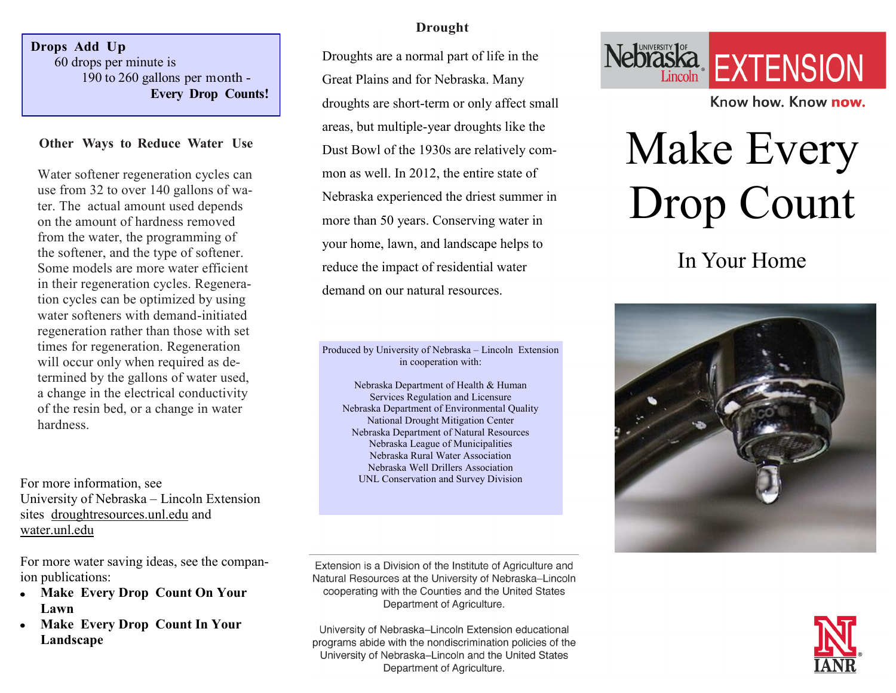**Drops Add Up**

60 drops per minute is 190 to 260 gallons per month - **Every Drop Counts!**

### Other Ways to Reduce Water Use

Water softener regeneration cycles can use from 32 to over 140 gallons of water. The actual amount used depends on the amount of hardness removed from the water, the programming of the softener, and the type of softener. Some models are more water efficient in their regeneration cycles. Regeneration cycles can be optimized by using water softeners with demand-initiated regeneration rather than those with set times for regeneration. Regeneration will occur only when required as determined by the gallons of water used, a change in the electrical conductivity of the resin bed, or a change in water hardness.

For more information, see University of Nebraska – Lincoln Extension sites droughtresources.unl.edu and water.unl.edu

For more water saving ideas, see the companion publications:

- **Make Every Drop Count On Your Lawn**
- **Make Every Drop Count In Your Landscape**

### Drought

Droughts are a normal part of life in the Great Plains and for Nebraska. Many droughts are short-term or only affect small areas, but multiple-year droughts like the Dust Bowl of the 1930s are relatively common as well. In 2012, the entire state of Nebraska experienced the driest summer in more than 50 years. Conserving water in your home, lawn, and landscape helps to reduce the impact of residential water demand on our natural resources.

Produced by University of Nebraska – Lincoln Extension in cooperation with:

Nebraska Department of Health & Human Services Regulation and Licensure
Nebraska Department of Environmental Quality
National Drought Mitigation Center
Nebraska Department of Natural Resources
Nebraska League of Municipalities
Nebraska Rural Water Association
Nebraska Well Drillers Association
UNL Conservation and Survey Division

Extension is a Division of the Institute of Agriculture and Natural Resources at the University of Nebraska–Lincoln cooperating with the Counties and the United States Department of Agriculture.

University of Nebraska–Lincoln Extension educational programs abide with the nondiscrimination policies of the University of Nebraska–Lincoln and the United States Department of Agriculture.

University of Nebraska Lincoln EXTENSION

Know how. Know now.

# Make Every Drop Count

## In Your Home

IANR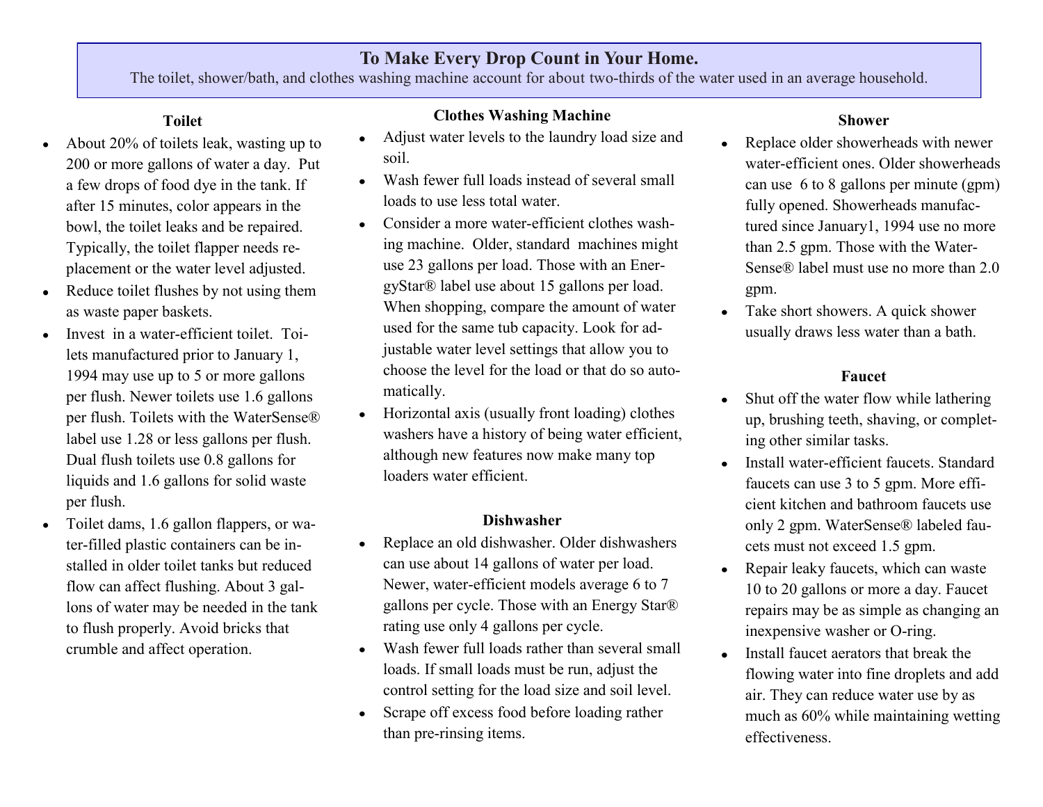## To Make Every Drop Count in Your Home.

The toilet, shower/bath, and clothes washing machine account for about two-thirds of the water used in an average household.

### Toilet

- About 20% of toilets leak, wasting up to 200 or more gallons of water a day. Put a few drops of food dye in the tank. If after 15 minutes, color appears in the bowl, the toilet leaks and be repaired. Typically, the toilet flapper needs replacement or the water level adjusted.
- Reduce toilet flushes by not using them as waste paper baskets.
- Invest in a water-efficient toilet. Toilets manufactured prior to January 1, 1994 may use up to 5 or more gallons per flush. Newer toilets use 1.6 gallons per flush. Toilets with the WaterSense® label use 1.28 or less gallons per flush. Dual flush toilets use 0.8 gallons for liquids and 1.6 gallons for solid waste per flush.
- Toilet dams, 1.6 gallon flappers, or water-filled plastic containers can be installed in older toilet tanks but reduced flow can affect flushing. About 3 gallons of water may be needed in the tank to flush properly. Avoid bricks that crumble and affect operation.

### Clothes Washing Machine

- Adjust water levels to the laundry load size and soil.
- Wash fewer full loads instead of several small loads to use less total water.
- Consider a more water-efficient clothes washing machine. Older, standard machines might use 23 gallons per load. Those with an EnergyStar® label use about 15 gallons per load. When shopping, compare the amount of water used for the same tub capacity. Look for adjustable water level settings that allow you to choose the level for the load or that do so automatically.
- Horizontal axis (usually front loading) clothes washers have a history of being water efficient, although new features now make many top loaders water efficient.

### Dishwasher

- Replace an old dishwasher. Older dishwashers can use about 14 gallons of water per load. Newer, water-efficient models average 6 to 7 gallons per cycle. Those with an Energy Star® rating use only 4 gallons per cycle.
- Wash fewer full loads rather than several small loads. If small loads must be run, adjust the control setting for the load size and soil level.
- Scrape off excess food before loading rather than pre-rinsing items.

### Shower

- Replace older showerheads with newer water-efficient ones. Older showerheads can use 6 to 8 gallons per minute (gpm) fully opened. Showerheads manufactured since January1, 1994 use no more than 2.5 gpm. Those with the WaterSense® label must use no more than 2.0 gpm.
- Take short showers. A quick shower usually draws less water than a bath.

### Faucet

- Shut off the water flow while lathering up, brushing teeth, shaving, or completing other similar tasks.
- Install water-efficient faucets. Standard faucets can use 3 to 5 gpm. More efficient kitchen and bathroom faucets use only 2 gpm. WaterSense® labeled faucets must not exceed 1.5 gpm.
- Repair leaky faucets, which can waste 10 to 20 gallons or more a day. Faucet repairs may be as simple as changing an inexpensive washer or O-ring.
- Install faucet aerators that break the flowing water into fine droplets and add air. They can reduce water use by as much as 60% while maintaining wetting effectiveness.